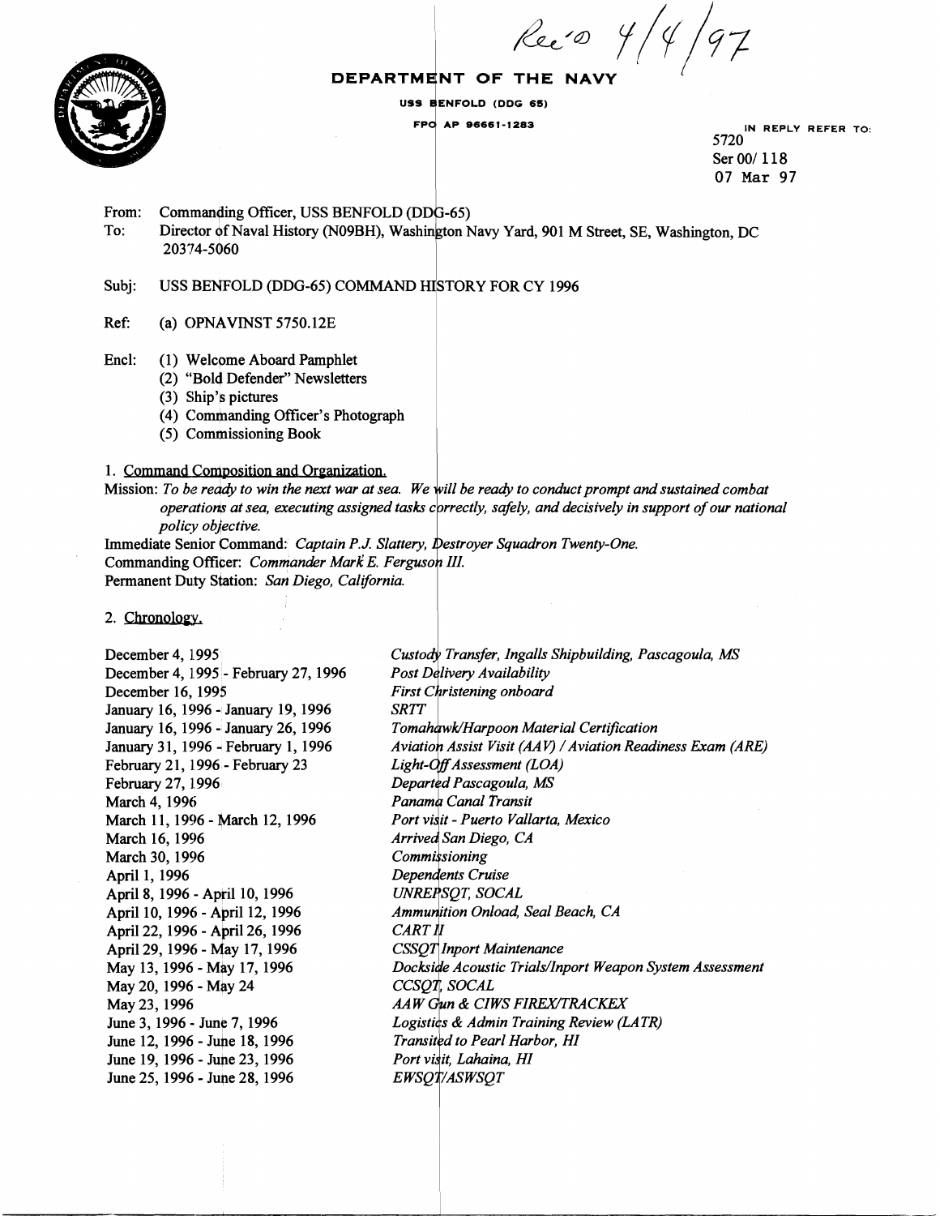Rec'd 4/4/97

**DEPARTMENT OF THE NAVY**

USS BENFOLD (DDG 65)

FPO AP 96661-1283

IN REPLY REFER TO:
5720
Ser 00/ 118
07 Mar 97

From: Commanding Officer, USS BENFOLD (DDG-65)
To: Director of Naval History (N09BH), Washington Navy Yard, 901 M Street, SE, Washington, DC 20374-5060

Subj: USS BENFOLD (DDG-65) COMMAND HISTORY FOR CY 1996

Ref: (a) OPNAVINST 5750.12E

Encl: (1) Welcome Aboard Pamphlet
(2) "Bold Defender" Newsletters
(3) Ship's pictures
(4) Commanding Officer's Photograph
(5) Commissioning Book

1. Command Composition and Organization.

Mission: *To be ready to win the next war at sea. We will be ready to conduct prompt and sustained combat operations at sea, executing assigned tasks correctly, safely, and decisively in support of our national policy objective.*

Immediate Senior Command: *Captain P.J. Slattery, Destroyer Squadron Twenty-One.*

Commanding Officer: *Commander Mark E. Ferguson III.*

Permanent Duty Station: *San Diego, California.*

2. Chronology.

| | |
|---|---|
| December 4, 1995 | *Custody Transfer, Ingalls Shipbuilding, Pascagoula, MS* |
| December 4, 1995 - February 27, 1996 | *Post Delivery Availability* |
| December 16, 1995 | *First Christening onboard* |
| January 16, 1996 - January 19, 1996 | *SRTT* |
| January 16, 1996 - January 26, 1996 | *Tomahawk/Harpoon Material Certification* |
| January 31, 1996 - February 1, 1996 | *Aviation Assist Visit (AAV) / Aviation Readiness Exam (ARE)* |
| February 21, 1996 - February 23 | *Light-Off Assessment (LOA)* |
| February 27, 1996 | *Departed Pascagoula, MS* |
| March 4, 1996 | *Panama Canal Transit* |
| March 11, 1996 - March 12, 1996 | *Port visit - Puerto Vallarta, Mexico* |
| March 16, 1996 | *Arrived San Diego, CA* |
| March 30, 1996 | *Commissioning* |
| April 1, 1996 | *Dependents Cruise* |
| April 8, 1996 - April 10, 1996 | *UNREPSQT, SOCAL* |
| April 10, 1996 - April 12, 1996 | *Ammunition Onload, Seal Beach, CA* |
| April 22, 1996 - April 26, 1996 | *CART II* |
| April 29, 1996 - May 17, 1996 | *CSSQT Inport Maintenance* |
| May 13, 1996 - May 17, 1996 | *Dockside Acoustic Trials/Inport Weapon System Assessment* |
| May 20, 1996 - May 24 | *CCSQT, SOCAL* |
| May 23, 1996 | *AAW Gun & CIWS FIREX/TRACKEX* |
| June 3, 1996 - June 7, 1996 | *Logistics & Admin Training Review (LATR)* |
| June 12, 1996 - June 18, 1996 | *Transited to Pearl Harbor, HI* |
| June 19, 1996 - June 23, 1996 | *Port visit, Lahaina, HI* |
| June 25, 1996 - June 28, 1996 | *EWSQT/ASWSQT* |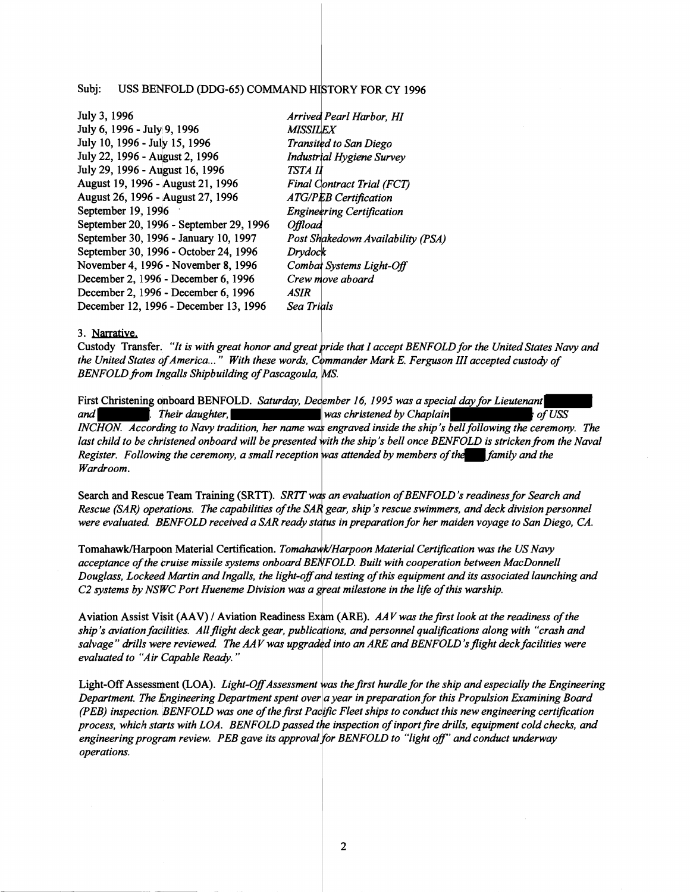Subj: USS BENFOLD (DDG-65) COMMAND HISTORY FOR CY 1996

| | |
|---|---|
| July 3, 1996 | *Arrived Pearl Harbor, HI* |
| July 6, 1996 - July 9, 1996 | *MISSILEX* |
| July 10, 1996 - July 15, 1996 | *Transited to San Diego* |
| July 22, 1996 - August 2, 1996 | *Industrial Hygiene Survey* |
| July 29, 1996 - August 16, 1996 | *TSTA II* |
| August 19, 1996 - August 21, 1996 | *Final Contract Trial (FCT)* |
| August 26, 1996 - August 27, 1996 | *ATG/PEB Certification* |
| September 19, 1996 | *Engineering Certification* |
| September 20, 1996 - September 29, 1996 | *Offload* |
| September 30, 1996 - January 10, 1997 | *Post Shakedown Availability (PSA)* |
| September 30, 1996 - October 24, 1996 | *Drydock* |
| November 4, 1996 - November 8, 1996 | *Combat Systems Light-Off* |
| December 2, 1996 - December 6, 1996 | *Crew move aboard* |
| December 2, 1996 - December 6, 1996 | *ASIR* |
| December 12, 1996 - December 13, 1996 | *Sea Trials* |

3. Narrative.

Custody Transfer. *"It is with great honor and great pride that I accept BENFOLD for the United States Navy and the United States of America..." With these words, Commander Mark E. Ferguson III accepted custody of BENFOLD from Ingalls Shipbuilding of Pascagoula, MS.*

First Christening onboard BENFOLD. *Saturday, December 16, 1995 was a special day for Lieutenant [REDACTED] and [REDACTED]. Their daughter, [REDACTED] was christened by Chaplain [REDACTED] of USS INCHON. According to Navy tradition, her name was engraved inside the ship's bell following the ceremony. The last child to be christened onboard will be presented with the ship's bell once BENFOLD is stricken from the Naval Register. Following the ceremony, a small reception was attended by members of the [REDACTED] family and the Wardroom.*

Search and Rescue Team Training (SRTT). *SRTT was an evaluation of BENFOLD's readiness for Search and Rescue (SAR) operations. The capabilities of the SAR gear, ship's rescue swimmers, and deck division personnel were evaluated. BENFOLD received a SAR ready status in preparation for her maiden voyage to San Diego, CA.*

Tomahawk/Harpoon Material Certification. *Tomahawk/Harpoon Material Certification was the US Navy acceptance of the cruise missile systems onboard BENFOLD. Built with cooperation between MacDonnell Douglass, Lockeed Martin and Ingalls, the light-off and testing of this equipment and its associated launching and C2 systems by NSWC Port Hueneme Division was a great milestone in the life of this warship.*

Aviation Assist Visit (AAV) / Aviation Readiness Exam (ARE). *AAV was the first look at the readiness of the ship's aviation facilities. All flight deck gear, publications, and personnel qualifications along with "crash and salvage" drills were reviewed. The AAV was upgraded into an ARE and BENFOLD's flight deck facilities were evaluated to "Air Capable Ready."*

Light-Off Assessment (LOA). *Light-Off Assessment was the first hurdle for the ship and especially the Engineering Department. The Engineering Department spent over a year in preparation for this Propulsion Examining Board (PEB) inspection. BENFOLD was one of the first Pacific Fleet ships to conduct this new engineering certification process, which starts with LOA. BENFOLD passed the inspection of inport fire drills, equipment cold checks, and engineering program review. PEB gave its approval for BENFOLD to "light off" and conduct underway operations.*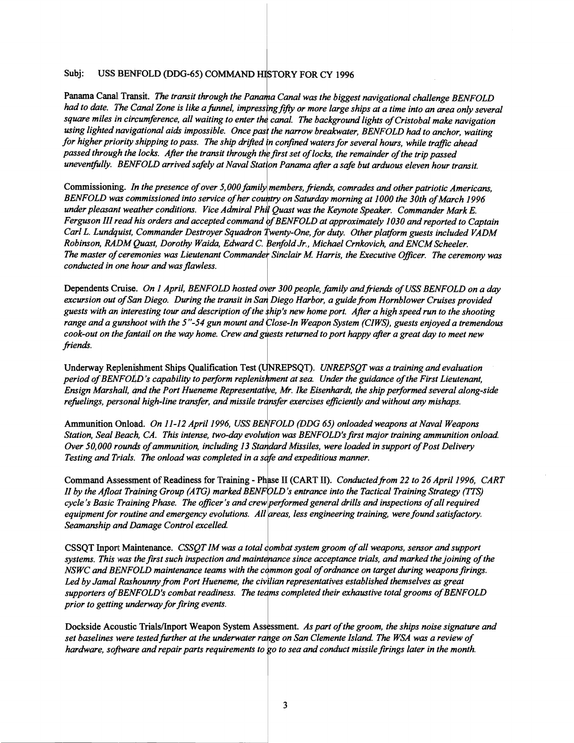Subj: USS BENFOLD (DDG-65) COMMAND HISTORY FOR CY 1996

**Panama Canal Transit.** *The transit through the Panama Canal was the biggest navigational challenge BENFOLD had to date. The Canal Zone is like a funnel, impressing fifty or more large ships at a time into an area only several square miles in circumference, all waiting to enter the canal. The background lights of Cristobal make navigation using lighted navigational aids impossible. Once past the narrow breakwater, BENFOLD had to anchor, waiting for higher priority shipping to pass. The ship drifted in confined waters for several hours, while traffic ahead passed through the locks. After the transit through the first set of locks, the remainder of the trip passed uneventfully. BENFOLD arrived safely at Naval Station Panama after a safe but arduous eleven hour transit.*

**Commissioning.** *In the presence of over 5,000 family members, friends, comrades and other patriotic Americans, BENFOLD was commissioned into service of her country on Saturday morning at 1000 the 30th of March 1996 under pleasant weather conditions. Vice Admiral Phil Quast was the Keynote Speaker. Commander Mark E. Ferguson III read his orders and accepted command of BENFOLD at approximately 1030 and reported to Captain Carl L. Lundquist, Commander Destroyer Squadron Twenty-One, for duty. Other platform guests included VADM Robinson, RADM Quast, Dorothy Waida, Edward C. Benfold Jr., Michael Crnkovich, and ENCM Scheeler. The master of ceremonies was Lieutenant Commander Sinclair M. Harris, the Executive Officer. The ceremony was conducted in one hour and was flawless.*

**Dependents Cruise.** *On 1 April, BENFOLD hosted over 300 people, family and friends of USS BENFOLD on a day excursion out of San Diego. During the transit in San Diego Harbor, a guide from Hornblower Cruises provided guests with an interesting tour and description of the ship's new home port. After a high speed run to the shooting range and a gunshoot with the 5"-54 gun mount and Close-In Weapon System (CIWS), guests enjoyed a tremendous cook-out on the fantail on the way home. Crew and guests returned to port happy after a great day to meet new friends.*

**Underway Replenishment Ships Qualification Test (UNREPSQT).** *UNREPSQT was a training and evaluation period of BENFOLD's capability to perform replenishment at sea. Under the guidance of the First Lieutenant, Ensign Marshall, and the Port Hueneme Representative, Mr. Ike Eisenhardt, the ship performed several along-side refuelings, personal high-line transfer, and missile transfer exercises efficiently and without any mishaps.*

**Ammunition Onload.** *On 11-12 April 1996, USS BENFOLD (DDG 65) onloaded weapons at Naval Weapons Station, Seal Beach, CA. This intense, two-day evolution was BENFOLD's first major training ammunition onload. Over 50,000 rounds of ammunition, including 13 Standard Missiles, were loaded in support of Post Delivery Testing and Trials. The onload was completed in a safe and expeditious manner.*

**Command Assessment of Readiness for Training - Phase II (CART II).** *Conducted from 22 to 26 April 1996, CART II by the Afloat Training Group (ATG) marked BENFOLD's entrance into the Tactical Training Strategy (TTS) cycle's Basic Training Phase. The officer's and crew performed general drills and inspections of all required equipment for routine and emergency evolutions. All areas, less engineering training, were found satisfactory. Seamanship and Damage Control excelled.*

**CSSQT Inport Maintenance.** *CSSQT IM was a total combat system groom of all weapons, sensor and support systems. This was the first such inspection and maintenance since acceptance trials, and marked the joining of the NSWC and BENFOLD maintenance teams with the common goal of ordnance on target during weapons firings. Led by Jamal Rashounny from Port Hueneme, the civilian representatives established themselves as great supporters of BENFOLD's combat readiness. The teams completed their exhaustive total grooms of BENFOLD prior to getting underway for firing events.*

**Dockside Acoustic Trials/Inport Weapon System Assessment.** *As part of the groom, the ships noise signature and set baselines were tested further at the underwater range on San Clemente Island. The WSA was a review of hardware, software and repair parts requirements to go to sea and conduct missile firings later in the month.*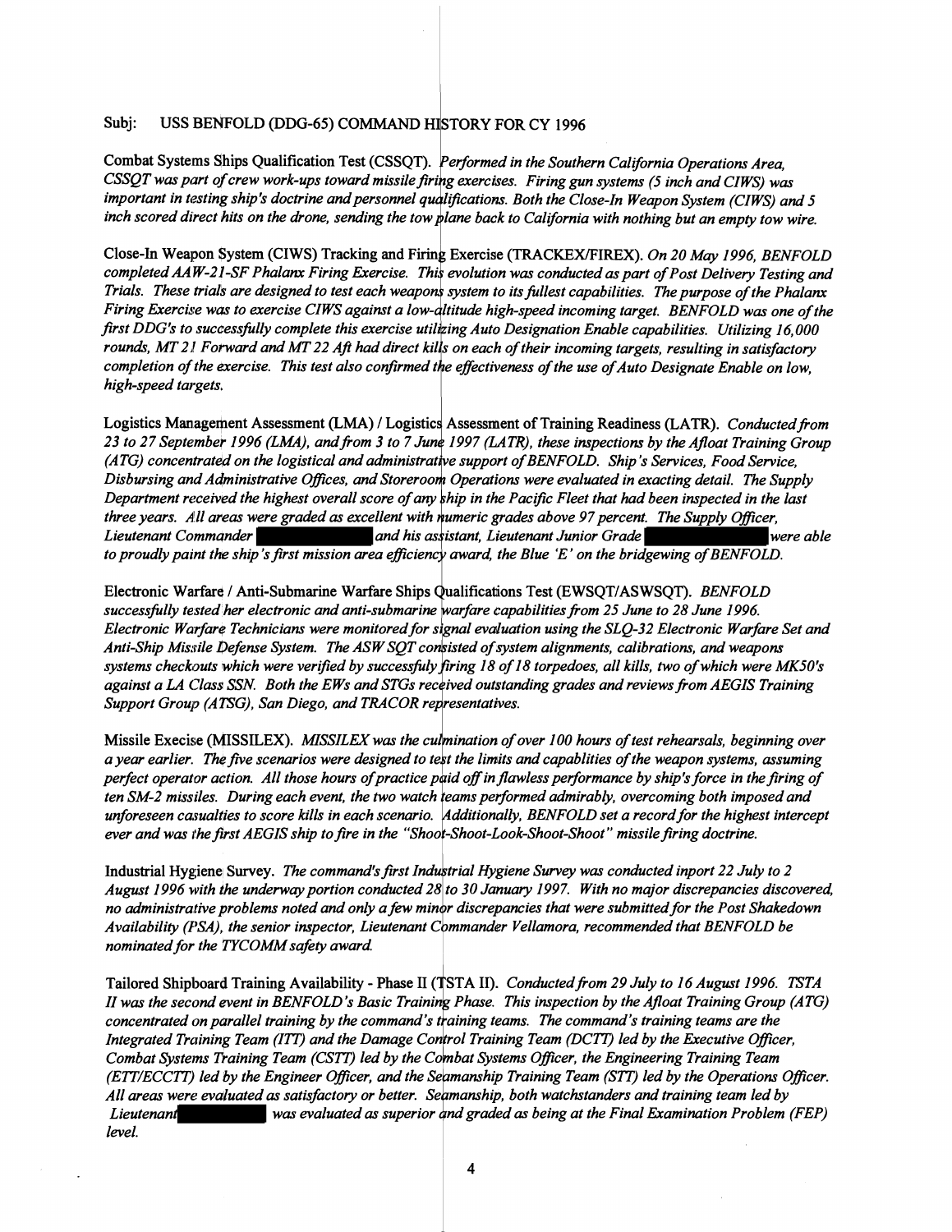Subj: USS BENFOLD (DDG-65) COMMAND HISTORY FOR CY 1996

Combat Systems Ships Qualification Test (CSSQT). *Performed in the Southern California Operations Area, CSSQT was part of crew work-ups toward missile firing exercises. Firing gun systems (5 inch and CIWS) was important in testing ship's doctrine and personnel qualifications. Both the Close-In Weapon System (CIWS) and 5 inch scored direct hits on the drone, sending the tow plane back to California with nothing but an empty tow wire.*

Close-In Weapon System (CIWS) Tracking and Firing Exercise (TRACKEX/FIREX). *On 20 May 1996, BENFOLD completed AAW-21-SF Phalanx Firing Exercise. This evolution was conducted as part of Post Delivery Testing and Trials. These trials are designed to test each weapons system to its fullest capabilities. The purpose of the Phalanx Firing Exercise was to exercise CIWS against a low-altitude high-speed incoming target. BENFOLD was one of the first DDG's to successfully complete this exercise utilizing Auto Designation Enable capabilities. Utilizing 16,000 rounds, MT 21 Forward and MT 22 Aft had direct kills on each of their incoming targets, resulting in satisfactory completion of the exercise. This test also confirmed the effectiveness of the use of Auto Designate Enable on low, high-speed targets.*

Logistics Management Assessment (LMA) / Logistics Assessment of Training Readiness (LATR). *Conducted from 23 to 27 September 1996 (LMA), and from 3 to 7 June 1997 (LATR), these inspections by the Afloat Training Group (ATG) concentrated on the logistical and administrative support of BENFOLD. Ship's Services, Food Service, Disbursing and Administrative Offices, and Storeroom Operations were evaluated in exacting detail. The Supply Department received the highest overall score of any ship in the Pacific Fleet that had been inspected in the last three years. All areas were graded as excellent with numeric grades above 97 percent. The Supply Officer, Lieutenant Commander [REDACTED] and his assistant, Lieutenant Junior Grade [REDACTED] were able to proudly paint the ship's first mission area efficiency award, the Blue 'E' on the bridgewing of BENFOLD.*

Electronic Warfare / Anti-Submarine Warfare Ships Qualifications Test (EWSQT/ASWSQT). *BENFOLD successfully tested her electronic and anti-submarine warfare capabilities from 25 June to 28 June 1996. Electronic Warfare Technicians were monitored for signal evaluation using the SLQ-32 Electronic Warfare Set and Anti-Ship Missile Defense System. The ASW SQT consisted of system alignments, calibrations, and weapons systems checkouts which were verified by successfuly firing 18 of 18 torpedoes, all kills, two of which were MK50's against a LA Class SSN. Both the EWs and STGs received outstanding grades and reviews from AEGIS Training Support Group (ATSG), San Diego, and TRACOR representatives.*

Missile Execise (MISSILEX). *MISSILEX was the culmination of over 100 hours of test rehearsals, beginning over a year earlier. The five scenarios were designed to test the limits and capablities of the weapon systems, assuming perfect operator action. All those hours of practice paid off in flawless performance by ship's force in the firing of ten SM-2 missiles. During each event, the two watch teams performed admirably, overcoming both imposed and unforeseen casualties to score kills in each scenario. Additionally, BENFOLD set a record for the highest intercept ever and was the first AEGIS ship to fire in the "Shoot-Shoot-Look-Shoot-Shoot" missile firing doctrine.*

Industrial Hygiene Survey. *The command's first Industrial Hygiene Survey was conducted inport 22 July to 2 August 1996 with the underway portion conducted 28 to 30 January 1997. With no major discrepancies discovered, no administrative problems noted and only a few minor discrepancies that were submitted for the Post Shakedown Availability (PSA), the senior inspector, Lieutenant Commander Vellamora, recommended that BENFOLD be nominated for the TYCOMM safety award.*

Tailored Shipboard Training Availability - Phase II (TSTA II). *Conducted from 29 July to 16 August 1996. TSTA II was the second event in BENFOLD's Basic Training Phase. This inspection by the Afloat Training Group (ATG) concentrated on parallel training by the command's training teams. The command's training teams are the Integrated Training Team (ITT) and the Damage Control Training Team (DCTT) led by the Executive Officer, Combat Systems Training Team (CSTT) led by the Combat Systems Officer, the Engineering Training Team (ETT/ECCTT) led by the Engineer Officer, and the Seamanship Training Team (STT) led by the Operations Officer. All areas were evaluated as satisfactory or better. Seamanship, both watchstanders and training team led by Lieutenant [REDACTED] was evaluated as superior and graded as being at the Final Examination Problem (FEP) level.*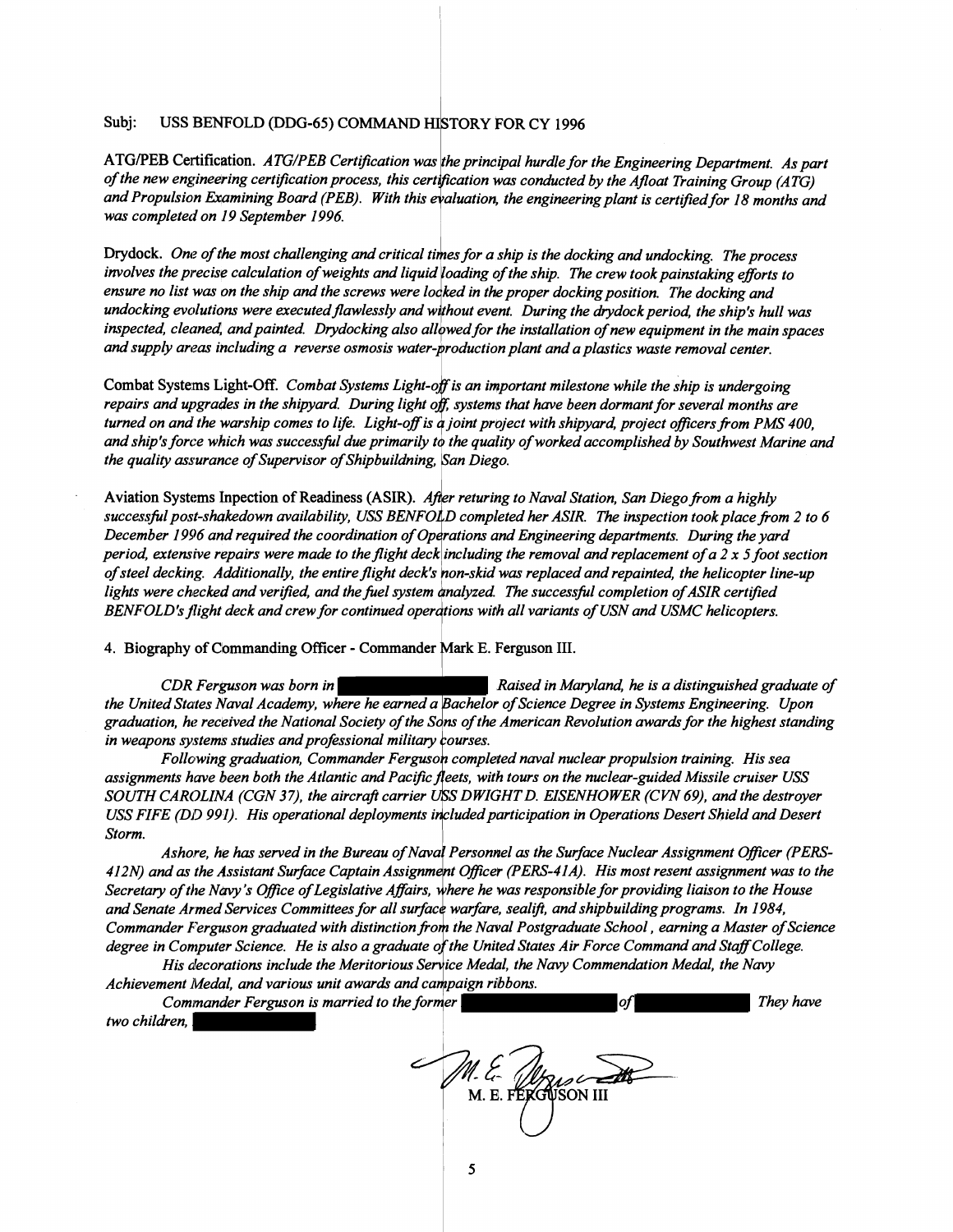Subj: USS BENFOLD (DDG-65) COMMAND HISTORY FOR CY 1996

ATG/PEB Certification. *ATG/PEB Certification was the principal hurdle for the Engineering Department. As part of the new engineering certification process, this certification was conducted by the Afloat Training Group (ATG) and Propulsion Examining Board (PEB). With this evaluation, the engineering plant is certified for 18 months and was completed on 19 September 1996.*

Drydock. *One of the most challenging and critical times for a ship is the docking and undocking. The process involves the precise calculation of weights and liquid loading of the ship. The crew took painstaking efforts to ensure no list was on the ship and the screws were locked in the proper docking position. The docking and undocking evolutions were executed flawlessly and without event. During the drydock period, the ship's hull was inspected, cleaned, and painted. Drydocking also allowed for the installation of new equipment in the main spaces and supply areas including a reverse osmosis water-production plant and a plastics waste removal center.*

Combat Systems Light-Off. *Combat Systems Light-off is an important milestone while the ship is undergoing repairs and upgrades in the shipyard. During light off, systems that have been dormant for several months are turned on and the warship comes to life. Light-off is a joint project with shipyard, project officers from PMS 400, and ship's force which was successful due primarily to the quality of worked accomplished by Southwest Marine and the quality assurance of Supervisor of Shipbuildning, San Diego.*

Aviation Systems Inpection of Readiness (ASIR). *After returing to Naval Station, San Diego from a highly successful post-shakedown availability, USS BENFOLD completed her ASIR. The inspection took place from 2 to 6 December 1996 and required the coordination of Operations and Engineering departments. During the yard period, extensive repairs were made to the flight deck including the removal and replacement of a 2 x 5 foot section of steel decking. Additionally, the entire flight deck's non-skid was replaced and repainted, the helicopter line-up lights were checked and verified, and the fuel system analyzed. The successful completion of ASIR certified BENFOLD's flight deck and crew for continued operations with all variants of USN and USMC helicopters.*

4. Biography of Commanding Officer - Commander Mark E. Ferguson III.

*CDR Ferguson was born in* [REDACTED] *Raised in Maryland, he is a distinguished graduate of the United States Naval Academy, where he earned a Bachelor of Science Degree in Systems Engineering. Upon graduation, he received the National Society of the Sons of the American Revolution awards for the highest standing in weapons systems studies and professional military courses.*

*Following graduation, Commander Ferguson completed naval nuclear propulsion training. His sea assignments have been both the Atlantic and Pacific fleets, with tours on the nuclear-guided Missile cruiser USS SOUTH CAROLINA (CGN 37), the aircraft carrier USS DWIGHT D. EISENHOWER (CVN 69), and the destroyer USS FIFE (DD 991). His operational deployments included participation in Operations Desert Shield and Desert Storm.*

*Ashore, he has served in the Bureau of Naval Personnel as the Surface Nuclear Assignment Officer (PERS-412N) and as the Assistant Surface Captain Assignment Officer (PERS-41A). His most resent assignment was to the Secretary of the Navy's Office of Legislative Affairs, where he was responsible for providing liaison to the House and Senate Armed Services Committees for all surface warfare, sealift, and shipbuilding programs. In 1984, Commander Ferguson graduated with distinction from the Naval Postgraduate School, earning a Master of Science degree in Computer Science. He is also a graduate of the United States Air Force Command and Staff College.*

*His decorations include the Meritorious Service Medal, the Navy Commendation Medal, the Navy Achievement Medal, and various unit awards and campaign ribbons.*

*Commander Ferguson is married to the former* [REDACTED] *of* [REDACTED] *They have two children,* [REDACTED]

M. E. FERGUSON III